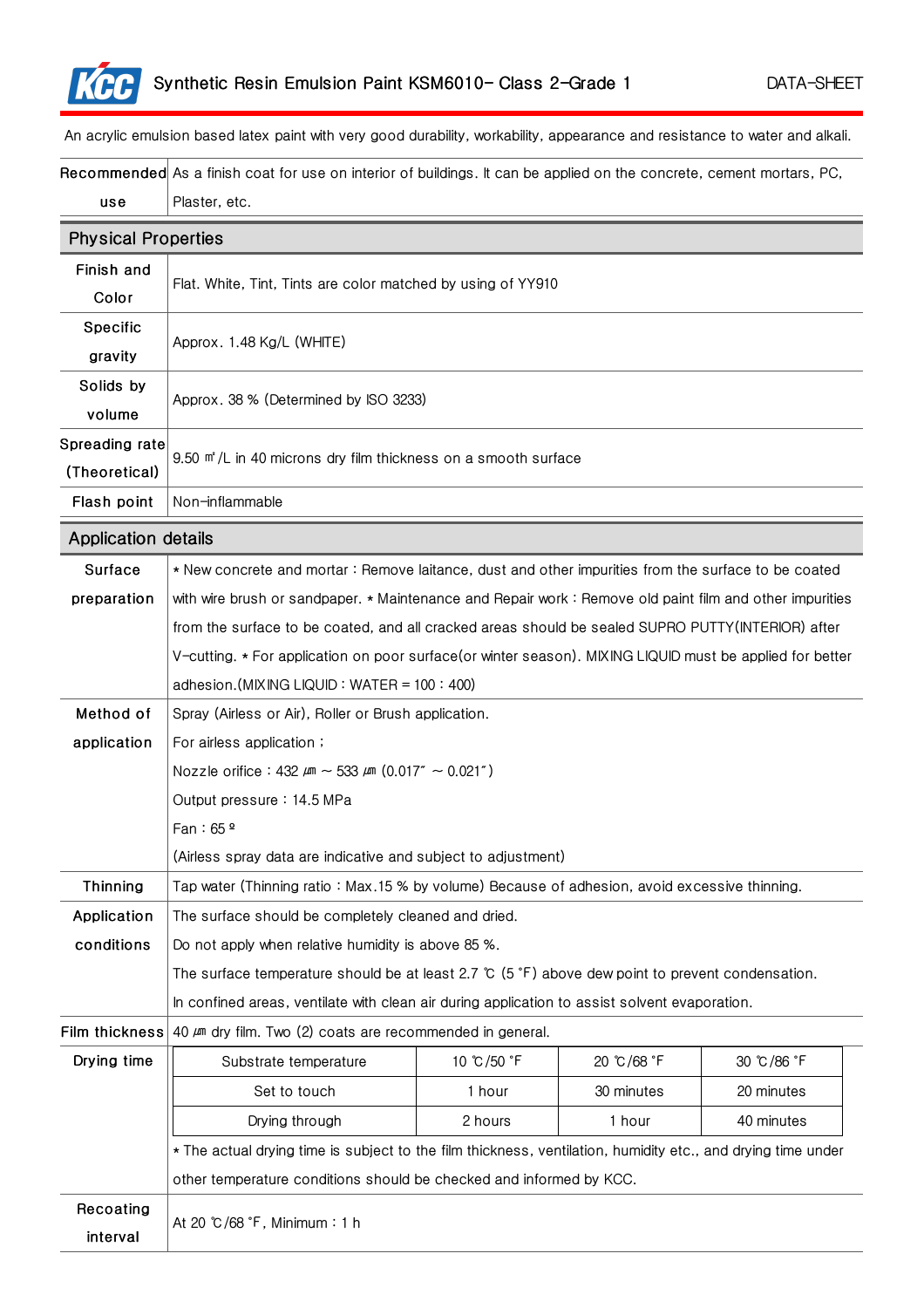# Synthetic Resin Emulsion Paint KSM6010- Class 2-Grade 1

DATA-SHEET

An acrylic emulsion based latex paint with very good durability, workability, appearance and resistance to water and alkali.

| | |
|---|---|
| Recommended use | As a finish coat for use on interior of buildings. It can be applied on the concrete, cement mortars, PC, Plaster, etc. |

## Physical Properties

| | |
|---|---|
| Finish and Color | Flat. White, Tint, Tints are color matched by using of YY910 |
| Specific gravity | Approx. 1.48 Kg/L (WHITE) |
| Solids by volume | Approx. 38 % (Determined by ISO 3233) |
| Spreading rate (Theoretical) | 9.50 ㎡/L in 40 microns dry film thickness on a smooth surface |
| Flash point | Non-inflammable |

## Application details

| | |
|---|---|
| Surface preparation | * New concrete and mortar : Remove laitance, dust and other impurities from the surface to be coated with wire brush or sandpaper. * Maintenance and Repair work : Remove old paint film and other impurities from the surface to be coated, and all cracked areas should be sealed SUPRO PUTTY(INTERIOR) after V-cutting. * For application on poor surface(or winter season). MIXING LIQUID must be applied for better adhesion.(MIXING LIQUID : WATER = 100 : 400) |
| Method of application | Spray (Airless or Air), Roller or Brush application.<br>For airless application ;<br>Nozzle orifice : 432 ㎛ ~ 533 ㎛ (0.017" ~ 0.021")<br>Output pressure : 14.5 MPa<br>Fan : 65 º<br>(Airless spray data are indicative and subject to adjustment) |
| Thinning | Tap water (Thinning ratio : Max.15 % by volume) Because of adhesion, avoid excessive thinning. |
| Application conditions | The surface should be completely cleaned and dried.<br>Do not apply when relative humidity is above 85 %.<br>The surface temperature should be at least 2.7 ℃ (5 °F) above dew point to prevent condensation.<br>In confined areas, ventilate with clean air during application to assist solvent evaporation. |
| Film thickness | 40 ㎛ dry film. Two (2) coats are recommended in general. |

**Drying time**

| Substrate temperature | 10 ℃/50 °F | 20 ℃/68 °F | 30 ℃/86 °F |
|---|---|---|---|
| Set to touch | 1 hour | 30 minutes | 20 minutes |
| Drying through | 2 hours | 1 hour | 40 minutes |

* The actual drying time is subject to the film thickness, ventilation, humidity etc., and drying time under other temperature conditions should be checked and informed by KCC.

| | |
|---|---|
| Recoating interval | At 20 ℃/68 °F, Minimum : 1 h |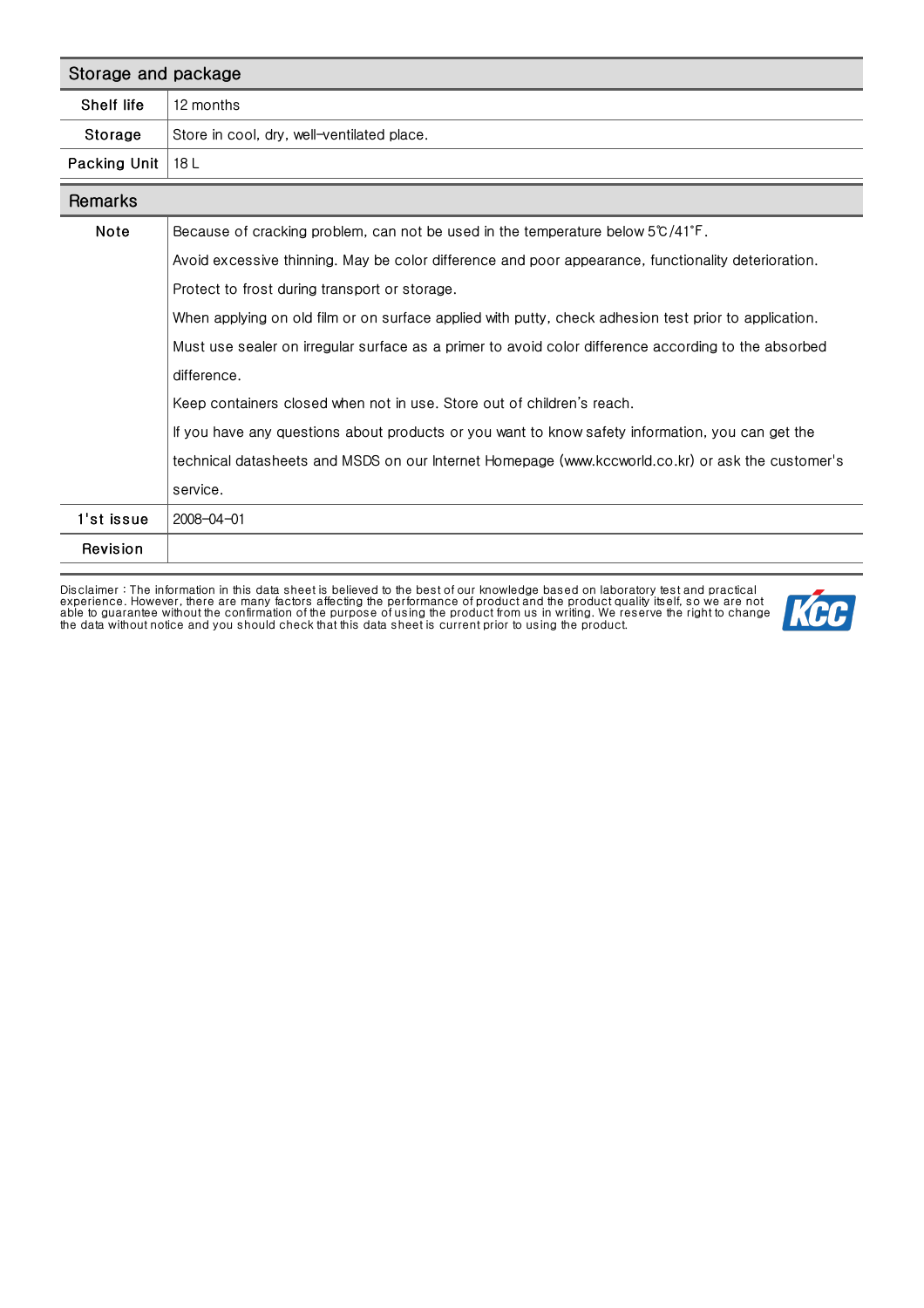## Storage and package

| | |
|---|---|
| Shelf life | 12 months |
| Storage | Store in cool, dry, well-ventilated place. |
| Packing Unit | 18 L |

## Remarks

| | |
|---|---|
| Note | Because of cracking problem, can not be used in the temperature below 5℃/41°F.<br>Avoid excessive thinning. May be color difference and poor appearance, functionality deterioration.<br>Protect to frost during transport or storage.<br>When applying on old film or on surface applied with putty, check adhesion test prior to application.<br>Must use sealer on irregular surface as a primer to avoid color difference according to the absorbed difference.<br>Keep containers closed when not in use. Store out of children's reach.<br>If you have any questions about products or you want to know safety information, you can get the technical datasheets and MSDS on our Internet Homepage (www.kccworld.co.kr) or ask the customer's service. |
| 1'st issue | 2008-04-01 |
| Revision | |

Disclaimer : The information in this data sheet is believed to the best of our knowledge based on laboratory test and practical experience. However, there are many factors affecting the performance of product and the product quality itself, so we are not able to guarantee without the confirmation of the purpose of using the product from us in writing. We reserve the right to change the data without notice and you should check that this data sheet is current prior to using the product.

KCC